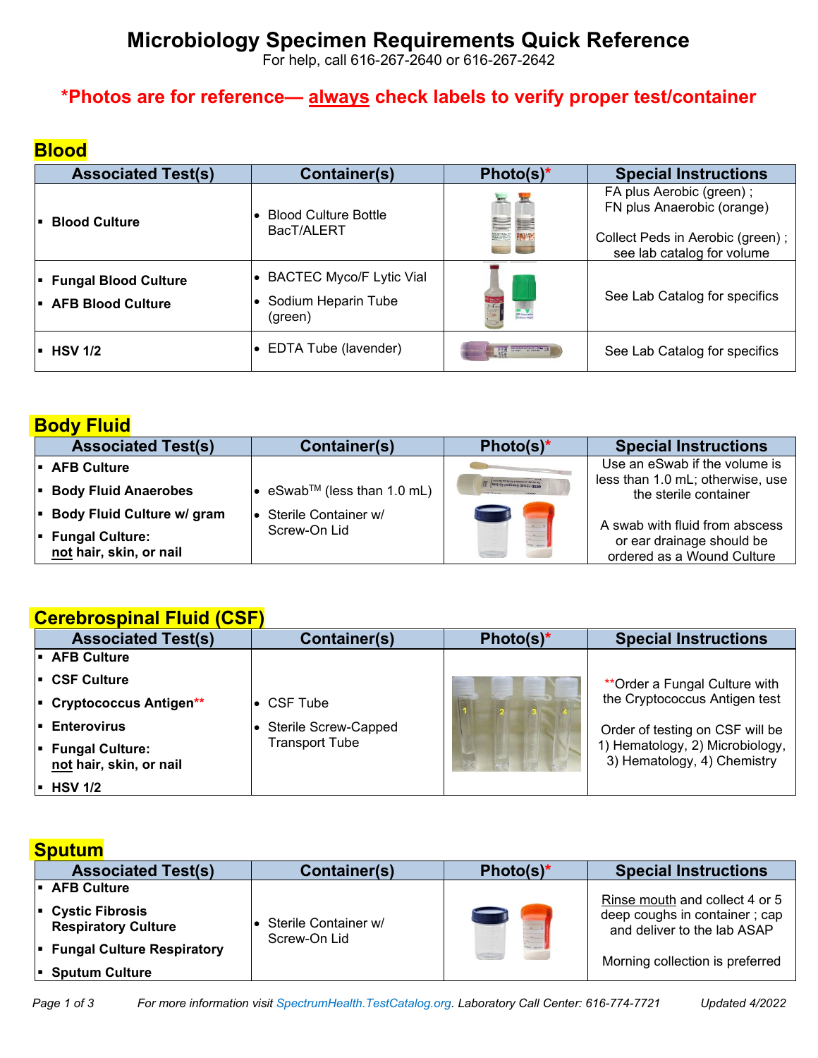# Microbiology Specimen Requirements Quick Reference

For help, call 616-267-2640 or 616-267-2642

**\*Photos are for reference— <u>always</u> check labels to verify proper test/container**

## Blood

| Associated Test(s) | Container(s) | Photo(s)* | Special Instructions |
|---|---|---|---|
| ▪ **Blood Culture** | • Blood Culture Bottle BacT/ALERT | | FA plus Aerobic (green) ; FN plus Anaerobic (orange)<br><br>Collect Peds in Aerobic (green) ; see lab catalog for volume |
| ▪ **Fungal Blood Culture**<br>▪ **AFB Blood Culture** | • BACTEC Myco/F Lytic Vial<br>• Sodium Heparin Tube (green) | | See Lab Catalog for specifics |
| ▪ **HSV 1/2** | • EDTA Tube (lavender) | | See Lab Catalog for specifics |

## Body Fluid

| Associated Test(s) | Container(s) | Photo(s)* | Special Instructions |
|---|---|---|---|
| ▪ **AFB Culture**<br>▪ **Body Fluid Anaerobes**<br>▪ **Body Fluid Culture w/ gram**<br>▪ **Fungal Culture: <u>not</u> hair, skin, or nail** | • eSwab™ (less than 1.0 mL)<br>• Sterile Container w/ Screw-On Lid | | Use an eSwab if the volume is less than 1.0 mL; otherwise, use the sterile container<br><br>A swab with fluid from abscess or ear drainage should be ordered as a Wound Culture |

## Cerebrospinal Fluid (CSF)

| Associated Test(s) | Container(s) | Photo(s)* | Special Instructions |
|---|---|---|---|
| ▪ **AFB Culture**<br>▪ **CSF Culture**<br>▪ **Cryptococcus Antigen\*\***<br>▪ **Enterovirus**<br>▪ **Fungal Culture: <u>not</u> hair, skin, or nail**<br>▪ **HSV 1/2** | • CSF Tube<br>• Sterile Screw-Capped Transport Tube | | \*\*Order a Fungal Culture with the Cryptococcus Antigen test<br><br>Order of testing on CSF will be 1) Hematology, 2) Microbiology, 3) Hematology, 4) Chemistry |

## Sputum

| Associated Test(s) | Container(s) | Photo(s)* | Special Instructions |
|---|---|---|---|
| ▪ **AFB Culture**<br>▪ **Cystic Fibrosis Respiratory Culture**<br>▪ **Fungal Culture Respiratory**<br>▪ **Sputum Culture** | • Sterile Container w/ Screw-On Lid | | <u>Rinse mouth</u> and collect 4 or 5 deep coughs in container ; cap and deliver to the lab ASAP<br><br>Morning collection is preferred |

*For more information visit SpectrumHealth.TestCatalog.org. Laboratory Call Center: 616-774-7721* *Updated 4/2022*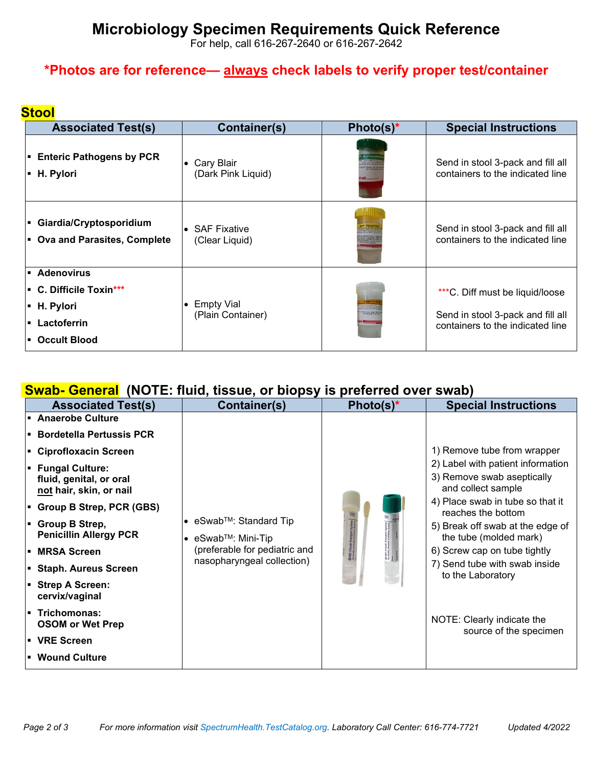# Microbiology Specimen Requirements Quick Reference

For help, call 616-267-2640 or 616-267-2642

**\*Photos are for reference— always check labels to verify proper test/container**

## Stool

| Associated Test(s) | Container(s) | Photo(s)* | Special Instructions |
|---|---|---|---|
| ▪ **Enteric Pathogens by PCR**<br>▪ **H. Pylori** | • Cary Blair (Dark Pink Liquid) | | Send in stool 3-pack and fill all containers to the indicated line |
| ▪ **Giardia/Cryptosporidium**<br>▪ **Ova and Parasites, Complete** | • SAF Fixative (Clear Liquid) | | Send in stool 3-pack and fill all containers to the indicated line |
| ▪ **Adenovirus**<br>▪ **C. Difficile Toxin*****<br>▪ **H. Pylori**<br>▪ **Lactoferrin**<br>▪ **Occult Blood** | • Empty Vial (Plain Container) | | ***C. Diff must be liquid/loose<br><br>Send in stool 3-pack and fill all containers to the indicated line |

## Swab- General (NOTE: fluid, tissue, or biopsy is preferred over swab)

| Associated Test(s) | Container(s) | Photo(s)* | Special Instructions |
|---|---|---|---|
| ▪ **Anaerobe Culture**<br>▪ **Bordetella Pertussis PCR**<br>▪ **Ciprofloxacin Screen**<br>▪ **Fungal Culture: fluid, genital, or oral not hair, skin, or nail**<br>▪ **Group B Strep, PCR (GBS)**<br>▪ **Group B Strep, Penicillin Allergy PCR**<br>▪ **MRSA Screen**<br>▪ **Staph. Aureus Screen**<br>▪ **Strep A Screen: cervix/vaginal**<br>▪ **Trichomonas: OSOM or Wet Prep**<br>▪ **VRE Screen**<br>▪ **Wound Culture** | • eSwab™: Standard Tip<br>• eSwab™: Mini-Tip (preferable for pediatric and nasopharyngeal collection) | | 1) Remove tube from wrapper<br>2) Label with patient information<br>3) Remove swab aseptically and collect sample<br>4) Place swab in tube so that it reaches the bottom<br>5) Break off swab at the edge of the tube (molded mark)<br>6) Screw cap on tube tightly<br>7) Send tube with swab inside to the Laboratory<br><br>NOTE: Clearly indicate the source of the specimen |

*For more information visit SpectrumHealth.TestCatalog.org. Laboratory Call Center: 616-774-7721*  *Updated 4/2022*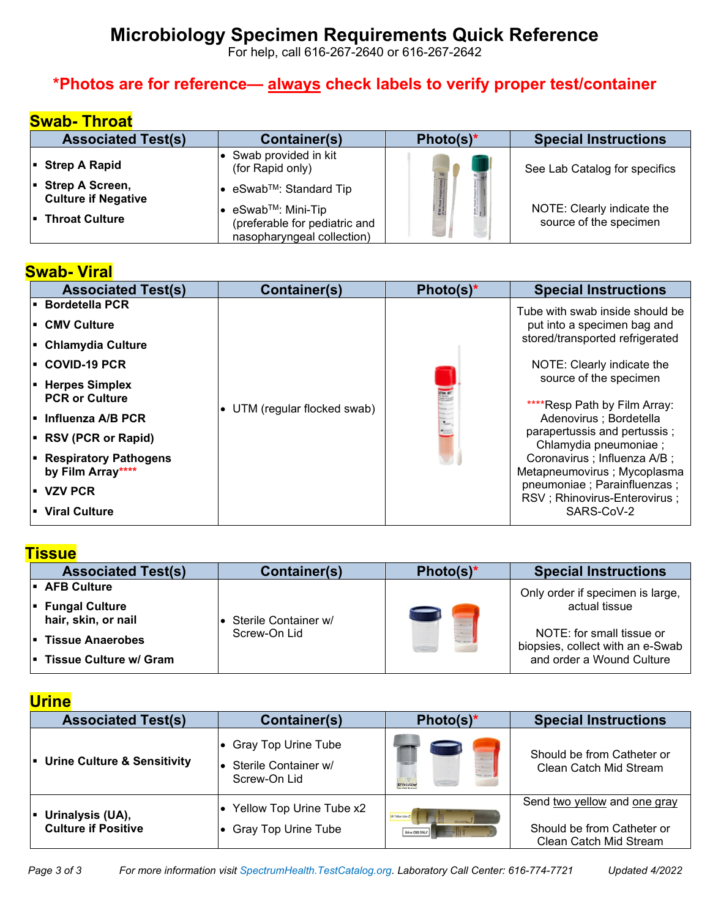# Microbiology Specimen Requirements Quick Reference

For help, call 616-267-2640 or 616-267-2642

**\*Photos are for reference— always check labels to verify proper test/container**

## Swab- Throat

| Associated Test(s) | Container(s) | Photo(s)* | Special Instructions |
|---|---|---|---|
| ▪ **Strep A Rapid**<br>▪ **Strep A Screen, Culture if Negative**<br>▪ **Throat Culture** | • Swab provided in kit (for Rapid only)<br>• eSwab™: Standard Tip<br>• eSwab™: Mini-Tip (preferable for pediatric and nasopharyngeal collection) | | See Lab Catalog for specifics<br><br>NOTE: Clearly indicate the source of the specimen |

## Swab- Viral

| Associated Test(s) | Container(s) | Photo(s)* | Special Instructions |
|---|---|---|---|
| ▪ **Bordetella PCR**<br>▪ **CMV Culture**<br>▪ **Chlamydia Culture**<br>▪ **COVID-19 PCR**<br>▪ **Herpes Simplex PCR or Culture**<br>▪ **Influenza A/B PCR**<br>▪ **RSV (PCR or Rapid)**<br>▪ **Respiratory Pathogens by Film Array\*\*\*\***<br>▪ **VZV PCR**<br>▪ **Viral Culture** | • UTM (regular flocked swab) | | Tube with swab inside should be put into a specimen bag and stored/transported refrigerated<br><br>NOTE: Clearly indicate the source of the specimen<br><br>\*\*\*\*Resp Path by Film Array: Adenovirus ; Bordetella parapertussis and pertussis ; Chlamydia pneumoniae ; Coronavirus ; Influenza A/B ; Metapneumovirus ; Mycoplasma pneumoniae ; Parainfluenzas ; RSV ; Rhinovirus-Enterovirus ; SARS-CoV-2 |

## Tissue

| Associated Test(s) | Container(s) | Photo(s)* | Special Instructions |
|---|---|---|---|
| ▪ **AFB Culture**<br>▪ **Fungal Culture hair, skin, or nail**<br>▪ **Tissue Anaerobes**<br>▪ **Tissue Culture w/ Gram** | • Sterile Container w/ Screw-On Lid | | Only order if specimen is large, actual tissue<br><br>NOTE: for small tissue or biopsies, collect with an e-Swab and order a Wound Culture |

## Urine

| Associated Test(s) | Container(s) | Photo(s)* | Special Instructions |
|---|---|---|---|
| ▪ **Urine Culture & Sensitivity** | • Gray Top Urine Tube<br>• Sterile Container w/ Screw-On Lid | | Should be from Catheter or Clean Catch Mid Stream |
| ▪ **Urinalysis (UA), Culture if Positive** | • Yellow Top Urine Tube x2<br>• Gray Top Urine Tube | | Send two yellow and one gray<br><br>Should be from Catheter or Clean Catch Mid Stream |

*For more information visit SpectrumHealth.TestCatalog.org. Laboratory Call Center: 616-774-7721*  Updated 4/2022